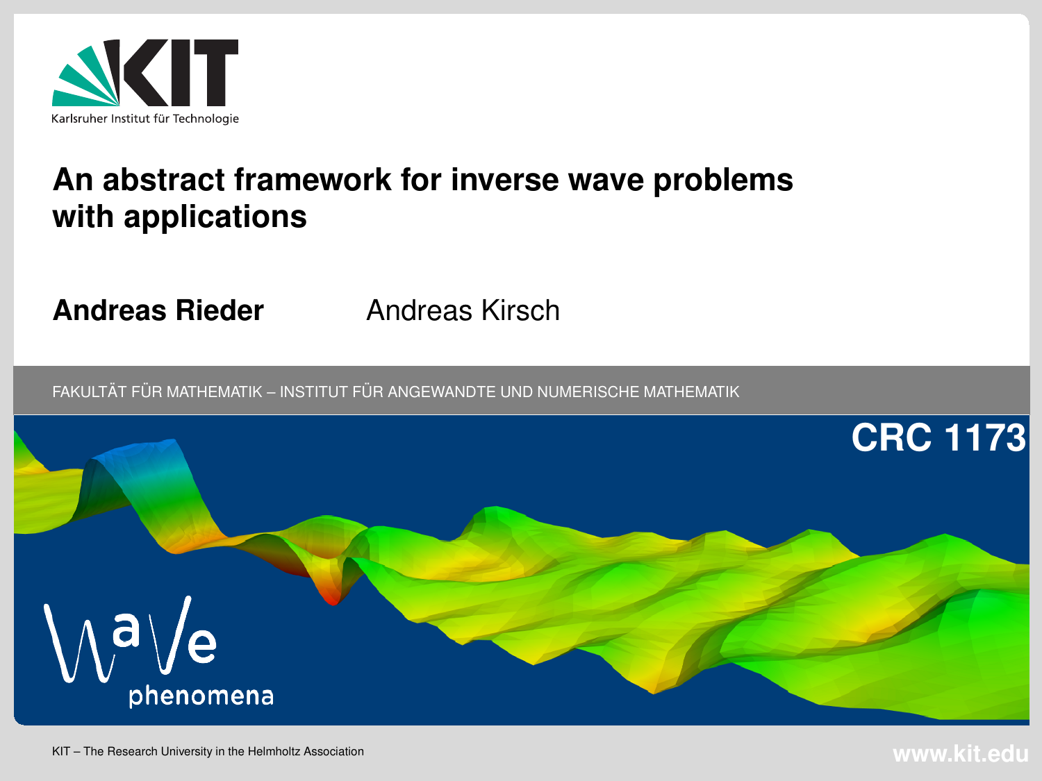Karlsruher Institut für Technologie

# An abstract framework for inverse wave problems with applications

**Andreas Rieder** Andreas Kirsch

FAKULTÄT FÜR MATHEMATIK – INSTITUT FÜR ANGEWANDTE UND NUMERISCHE MATHEMATIK

**CRC 1173**

Wave phenomena

KIT – The Research University in the Helmholtz Association

**www.kit.edu**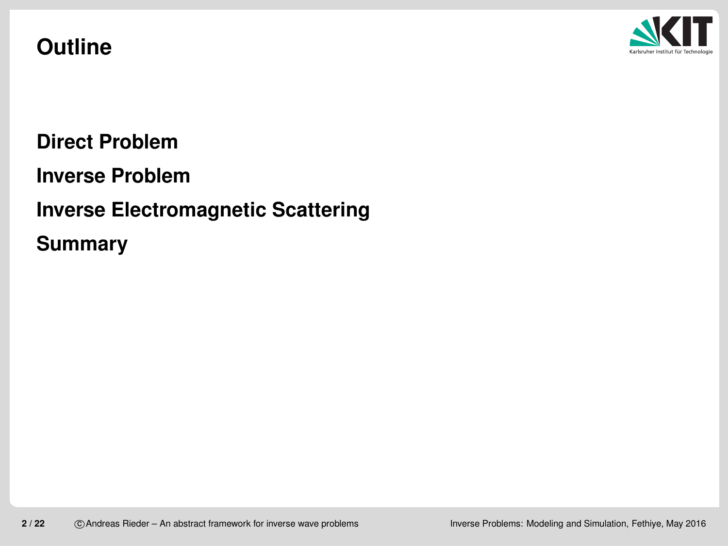# Outline

**Direct Problem**

**Inverse Problem**

**Inverse Electromagnetic Scattering**

**Summary**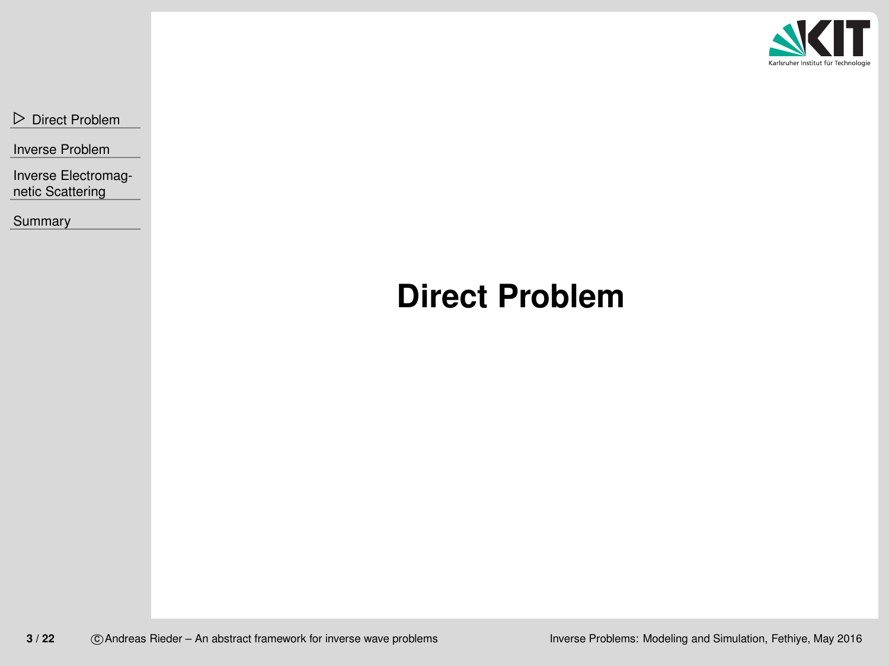# Direct Problem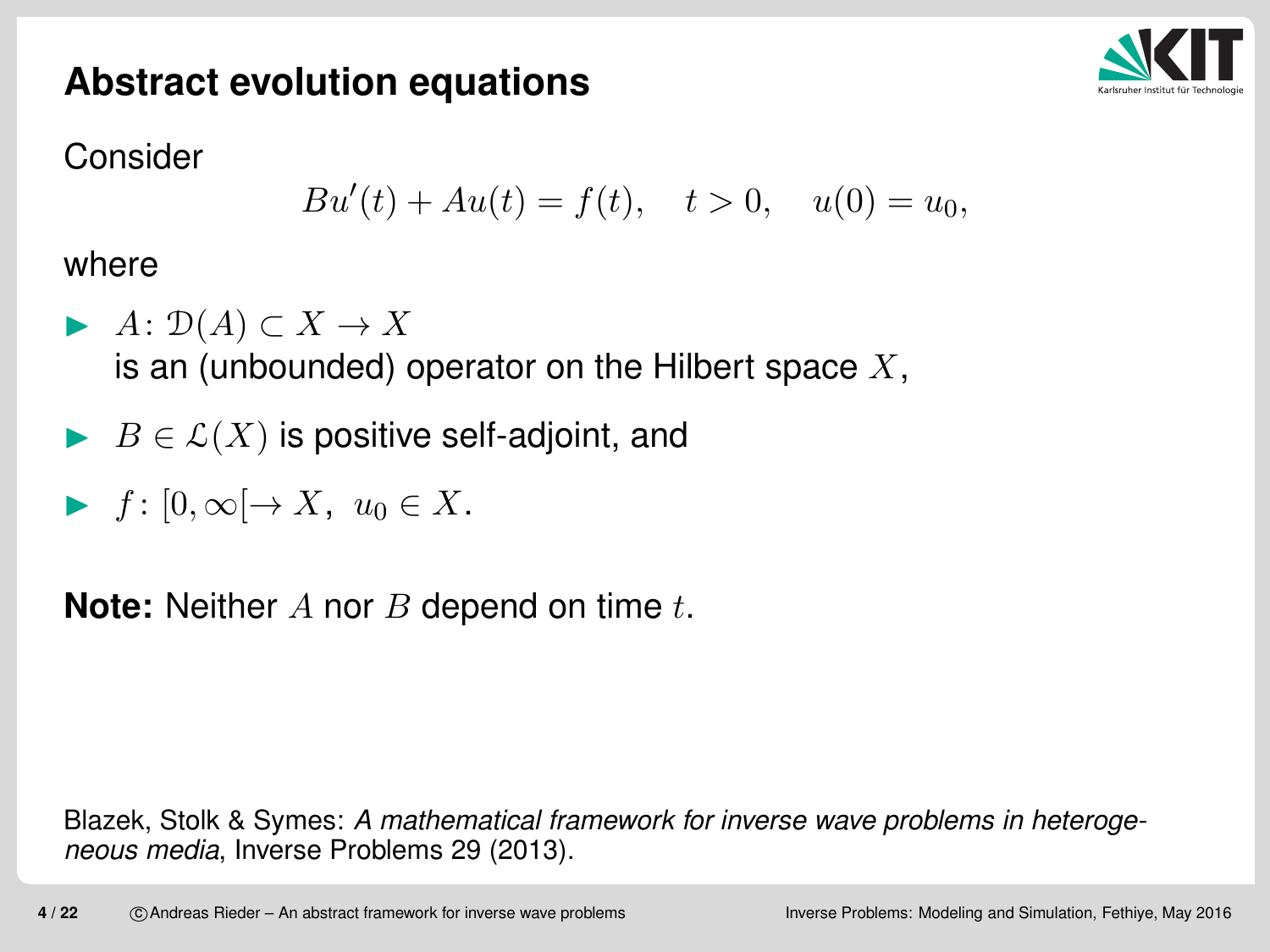# Abstract evolution equations

Consider

$$Bu'(t) + Au(t) = f(t), \quad t > 0, \quad u(0) = u_0,$$

where

- $A \colon \mathcal{D}(A) \subset X \to X$
  is an (unbounded) operator on the Hilbert space $X$,
- $B \in \mathcal{L}(X)$ is positive self-adjoint, and
- $f \colon [0, \infty[ \to X,\ u_0 \in X$.

**Note:** Neither $A$ nor $B$ depend on time $t$.

Blazek, Stolk & Symes: *A mathematical framework for inverse wave problems in heterogeneous media*, Inverse Problems 29 (2013).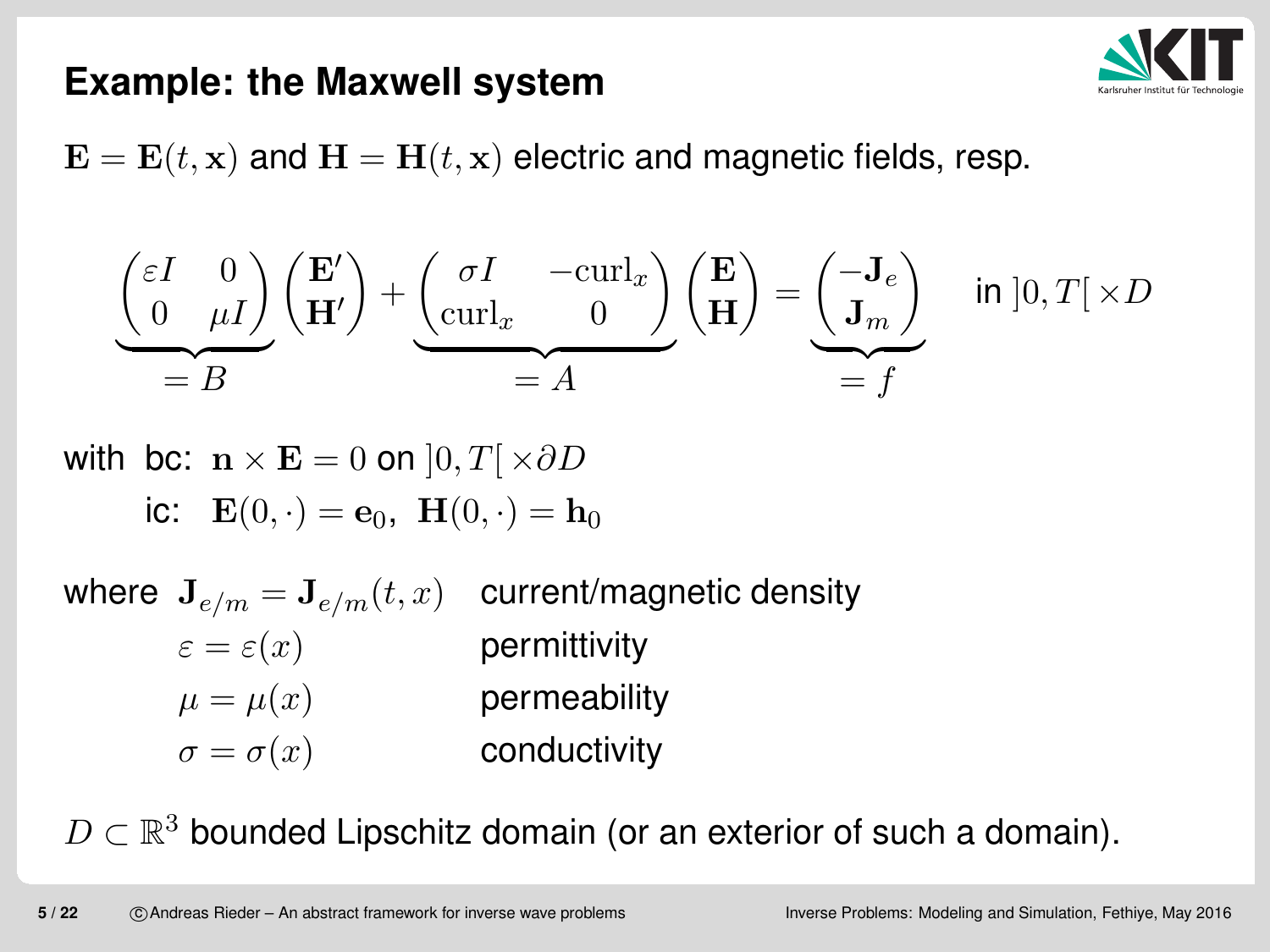# Example: the Maxwell system

$\mathbf{E} = \mathbf{E}(t, \mathbf{x})$ and $\mathbf{H} = \mathbf{H}(t, \mathbf{x})$ electric and magnetic fields, resp.

$$\underbrace{\begin{pmatrix} \varepsilon I & 0 \\ 0 & \mu I \end{pmatrix}}_{= B} \begin{pmatrix} \mathbf{E}' \\ \mathbf{H}' \end{pmatrix} + \underbrace{\begin{pmatrix} \sigma I & -\mathrm{curl}_x \\ \mathrm{curl}_x & 0 \end{pmatrix}}_{= A} \begin{pmatrix} \mathbf{E} \\ \mathbf{H} \end{pmatrix} = \underbrace{\begin{pmatrix} -\mathbf{J}_e \\ \mathbf{J}_m \end{pmatrix}}_{= f} \quad \text{in } ]0, T[ \times D$$

with bc: $\mathbf{n} \times \mathbf{E} = 0$ on $]0, T[ \times \partial D$

ic: $\mathbf{E}(0, \cdot) = \mathbf{e}_0$, $\mathbf{H}(0, \cdot) = \mathbf{h}_0$

where $\mathbf{J}_{e/m} = \mathbf{J}_{e/m}(t, x)$ current/magnetic density

$\varepsilon = \varepsilon(x)$ permittivity

$\mu = \mu(x)$ permeability

$\sigma = \sigma(x)$ conductivity

$D \subset \mathbb{R}^3$ bounded Lipschitz domain (or an exterior of such a domain).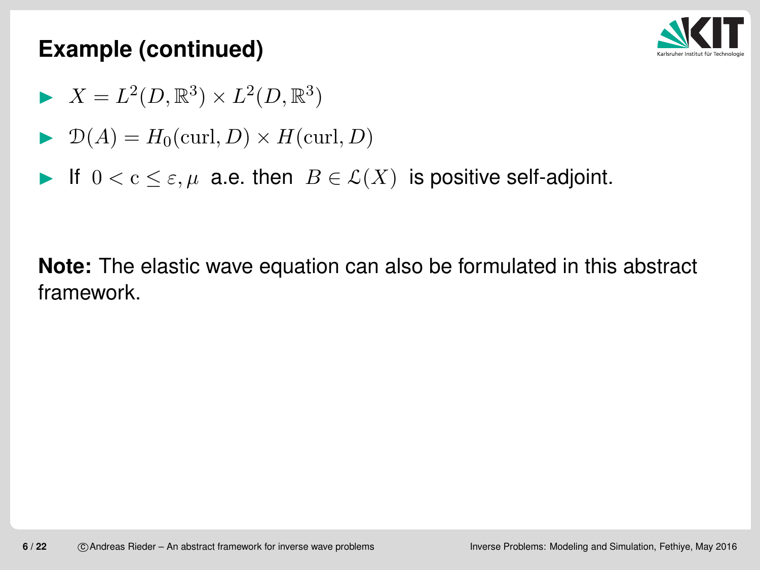## Example (continued)

- $X = L^2(D, \mathbb{R}^3) \times L^2(D, \mathbb{R}^3)$
- $\mathcal{D}(A) = H_0(\mathrm{curl}, D) \times H(\mathrm{curl}, D)$
- If $0 < \mathrm{c} \leq \varepsilon, \mu$ a.e. then $B \in \mathcal{L}(X)$ is positive self-adjoint.

**Note:** The elastic wave equation can also be formulated in this abstract framework.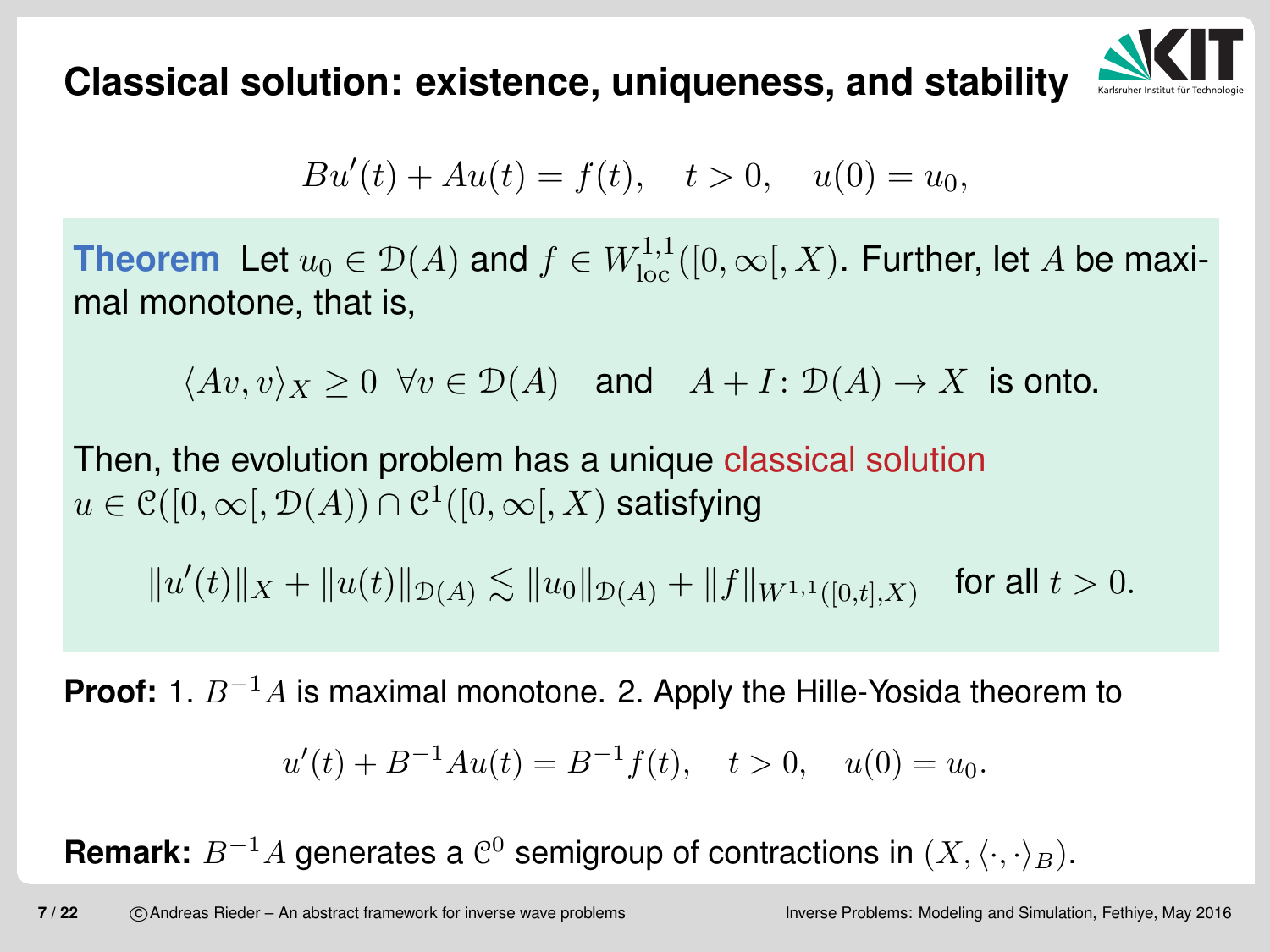## Classical solution: existence, uniqueness, and stability

$$Bu'(t) + Au(t) = f(t), \quad t > 0, \quad u(0) = u_0,$$

**Theorem** Let $u_0 \in \mathcal{D}(A)$ and $f \in W^{1,1}_{\text{loc}}([0,\infty[, X)$. Further, let $A$ be maximal monotone, that is,

$$\langle Av, v\rangle_X \geq 0 \;\; \forall v \in \mathcal{D}(A) \quad \text{and} \quad A + I \colon \mathcal{D}(A) \to X \;\text{ is onto.}$$

Then, the evolution problem has a unique classical solution $u \in \mathcal{C}([0,\infty[, \mathcal{D}(A)) \cap \mathcal{C}^1([0,\infty[, X)$ satisfying

$$\|u'(t)\|_X + \|u(t)\|_{\mathcal{D}(A)} \lesssim \|u_0\|_{\mathcal{D}(A)} + \|f\|_{W^{1,1}([0,t],X)} \quad \text{for all } t > 0.$$

**Proof:** 1. $B^{-1}A$ is maximal monotone. 2. Apply the Hille-Yosida theorem to

$$u'(t) + B^{-1}Au(t) = B^{-1}f(t), \quad t > 0, \quad u(0) = u_0.$$

**Remark:** $B^{-1}A$ generates a $\mathcal{C}^0$ semigroup of contractions in $(X, \langle\cdot,\cdot\rangle_B)$.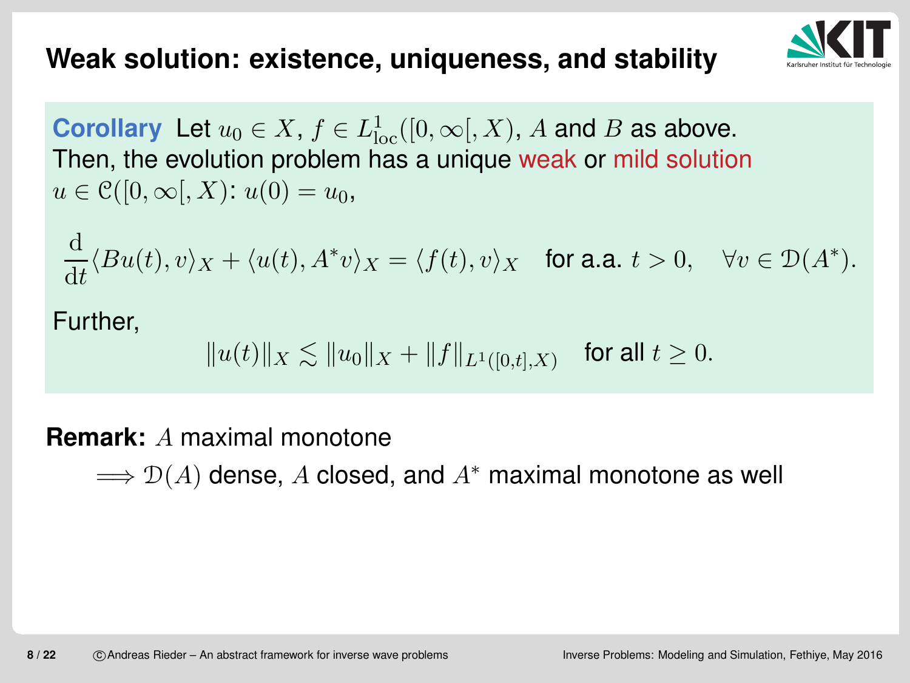## Weak solution: existence, uniqueness, and stability

**Corollary** Let $u_0 \in X$, $f \in L^1_{\mathrm{loc}}([0,\infty[, X)$, $A$ and $B$ as above. Then, the evolution problem has a unique weak or mild solution $u \in \mathcal{C}([0,\infty[, X)$: $u(0) = u_0$,

$$\frac{\mathrm{d}}{\mathrm{d}t}\langle Bu(t), v\rangle_X + \langle u(t), A^* v\rangle_X = \langle f(t), v\rangle_X \quad \text{for a.a. } t > 0, \quad \forall v \in \mathcal{D}(A^*).$$

Further,

$$\|u(t)\|_X \lesssim \|u_0\|_X + \|f\|_{L^1([0,t],X)} \quad \text{for all } t \geq 0.$$

**Remark:** $A$ maximal monotone

$\Longrightarrow \mathcal{D}(A)$ dense, $A$ closed, and $A^*$ maximal monotone as well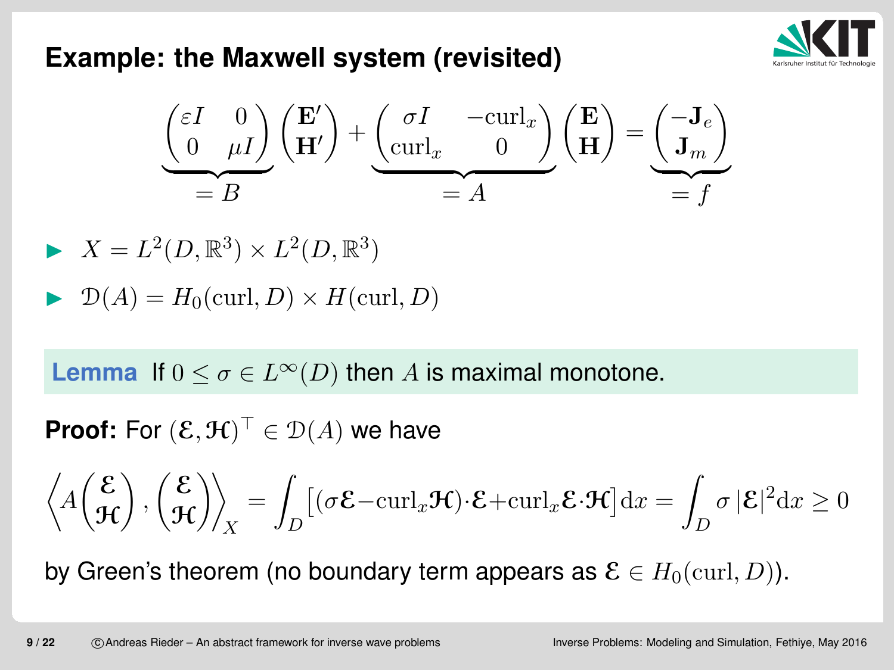## Example: the Maxwell system (revisited)

$$\underbrace{\begin{pmatrix} \varepsilon I & 0 \\ 0 & \mu I \end{pmatrix}}_{=B} \begin{pmatrix} \mathbf{E}' \\ \mathbf{H}' \end{pmatrix} + \underbrace{\begin{pmatrix} \sigma I & -\mathrm{curl}_x \\ \mathrm{curl}_x & 0 \end{pmatrix}}_{=A} \begin{pmatrix} \mathbf{E} \\ \mathbf{H} \end{pmatrix} = \underbrace{\begin{pmatrix} -\mathbf{J}_e \\ \mathbf{J}_m \end{pmatrix}}_{=f}$$

- $X = L^2(D, \mathbb{R}^3) \times L^2(D, \mathbb{R}^3)$
- $\mathcal{D}(A) = H_0(\mathrm{curl}, D) \times H(\mathrm{curl}, D)$

**Lemma** If $0 \leq \sigma \in L^\infty(D)$ then $A$ is maximal monotone.

**Proof:** For $(\mathcal{E}, \mathcal{H})^\top \in \mathcal{D}(A)$ we have

$$\left\langle A \begin{pmatrix} \mathcal{E} \\ \mathcal{H} \end{pmatrix}, \begin{pmatrix} \mathcal{E} \\ \mathcal{H} \end{pmatrix} \right\rangle_X = \int_D \left[ (\sigma \mathcal{E} - \mathrm{curl}_x \mathcal{H}) \cdot \mathcal{E} + \mathrm{curl}_x \mathcal{E} \cdot \mathcal{H} \right] \mathrm{d}x = \int_D \sigma \, |\mathcal{E}|^2 \mathrm{d}x \geq 0$$

by Green's theorem (no boundary term appears as $\mathcal{E} \in H_0(\mathrm{curl}, D)$).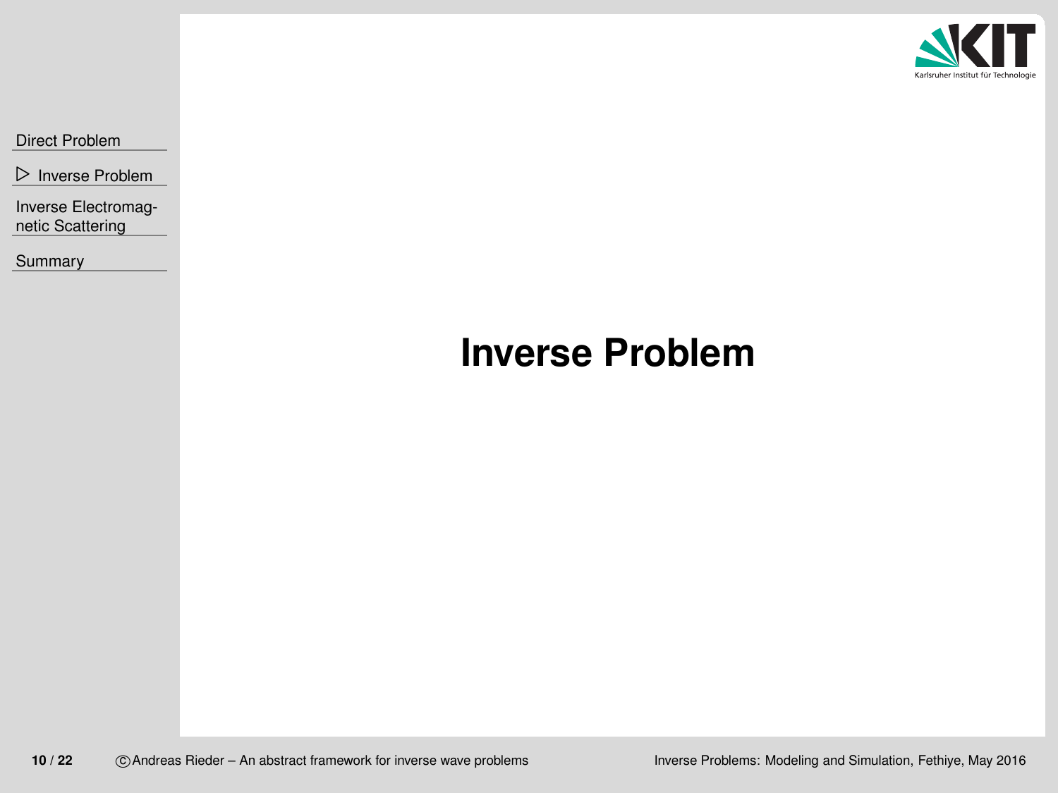# Inverse Problem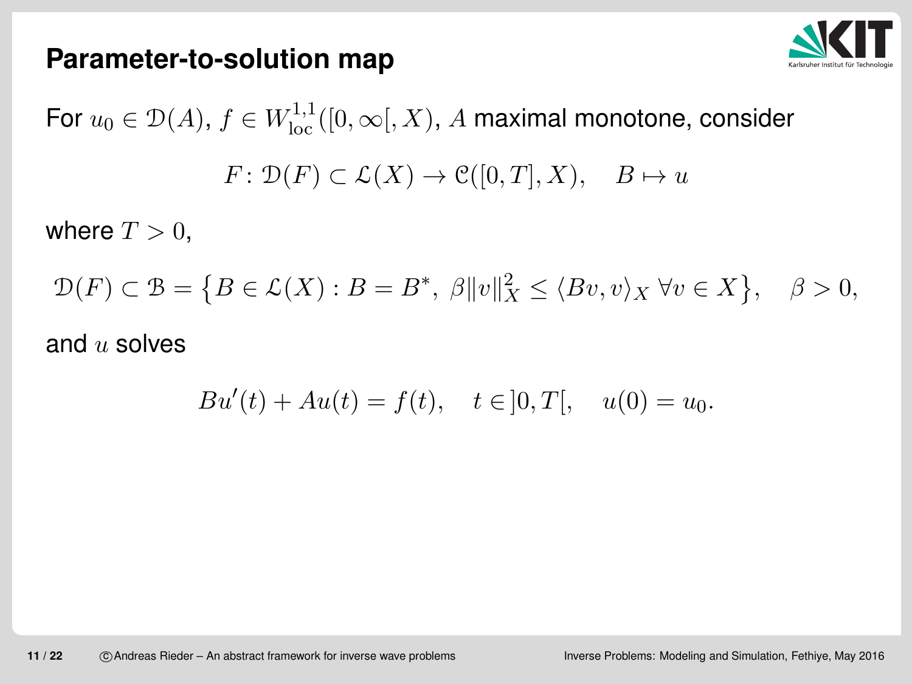## Parameter-to-solution map

For $u_0 \in \mathcal{D}(A)$, $f \in W^{1,1}_{\mathrm{loc}}([0,\infty[, X)$, $A$ maximal monotone, consider

$$F\colon \mathcal{D}(F) \subset \mathcal{L}(X) \to \mathcal{C}([0,T], X), \quad B \mapsto u$$

where $T > 0$,

$$\mathcal{D}(F) \subset \mathcal{B} = \big\{ B \in \mathcal{L}(X) : B = B^*,\ \beta \|v\|_X^2 \leq \langle Bv, v\rangle_X \ \forall v \in X \big\}, \quad \beta > 0,$$

and $u$ solves

$$Bu'(t) + Au(t) = f(t), \quad t \in ]0, T[, \quad u(0) = u_0.$$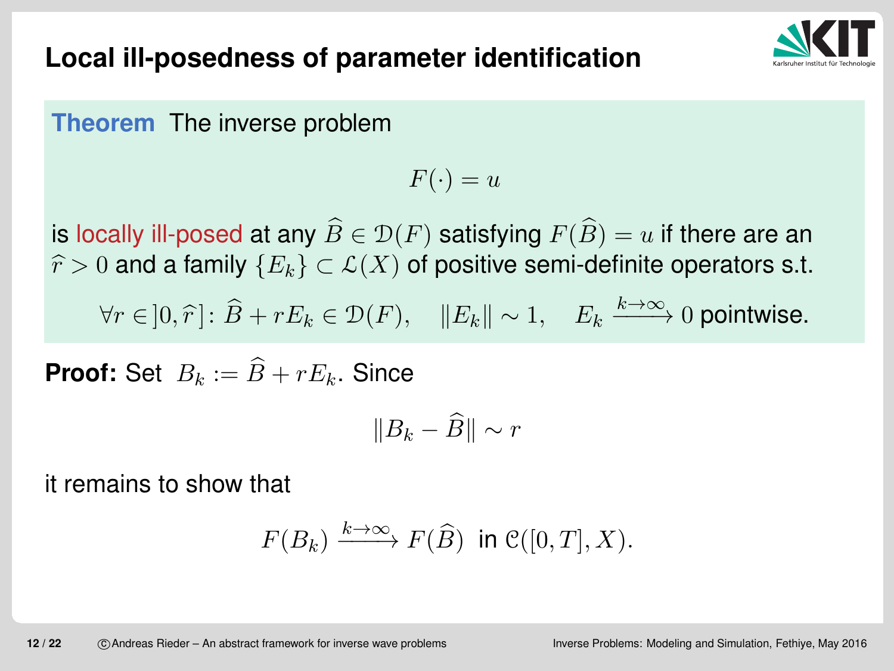# Local ill-posedness of parameter identification

**Theorem** The inverse problem

$$F(\cdot) = u$$

is locally ill-posed at any $\widehat{B} \in \mathcal{D}(F)$ satisfying $F(\widehat{B}) = u$ if there are an $\widehat{r} > 0$ and a family $\{E_k\} \subset \mathcal{L}(X)$ of positive semi-definite operators s.t.

$$\forall r \in ]0, \widehat{r}]: \widehat{B} + rE_k \in \mathcal{D}(F), \quad \|E_k\| \sim 1, \quad E_k \xrightarrow{k\to\infty} 0 \text{ pointwise.}$$

**Proof:** Set $B_k := \widehat{B} + rE_k$. Since

$$\|B_k - \widehat{B}\| \sim r$$

it remains to show that

$$F(B_k) \xrightarrow{k\to\infty} F(\widehat{B}) \text{ in } \mathcal{C}([0,T], X).$$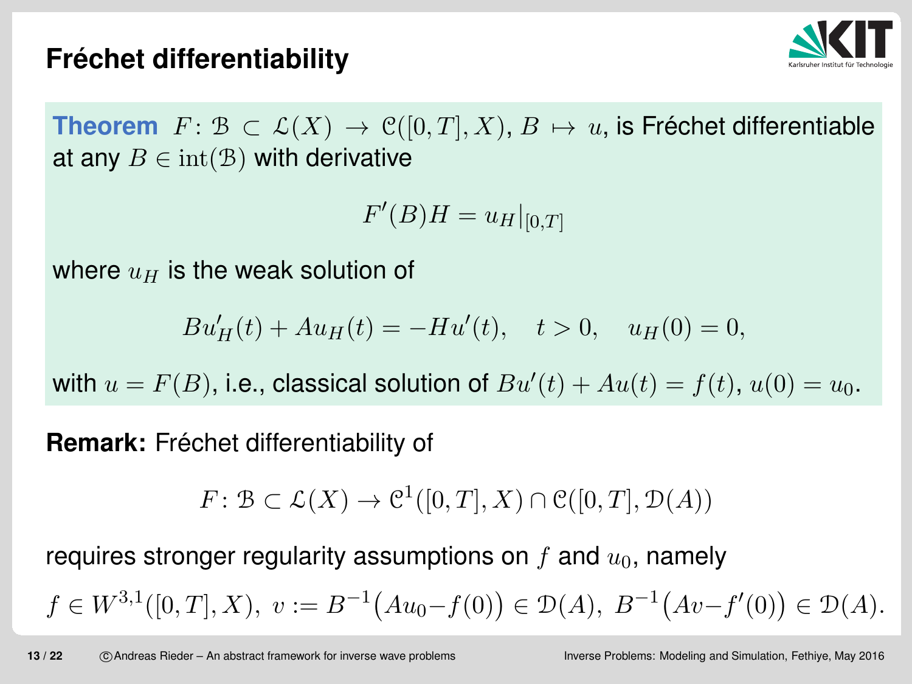## Fréchet differentiability

**Theorem** $F \colon \mathcal{B} \subset \mathcal{L}(X) \to \mathcal{C}([0,T],X)$, $B \mapsto u$, is Fréchet differentiable at any $B \in \operatorname{int}(\mathcal{B})$ with derivative

$$F'(B)H = u_H|_{[0,T]}$$

where $u_H$ is the weak solution of

$$Bu_H'(t) + Au_H(t) = -Hu'(t), \quad t > 0, \quad u_H(0) = 0,$$

with $u = F(B)$, i.e., classical solution of $Bu'(t) + Au(t) = f(t)$, $u(0) = u_0$.

**Remark:** Fréchet differentiability of

$$F \colon \mathcal{B} \subset \mathcal{L}(X) \to \mathcal{C}^1([0,T],X) \cap \mathcal{C}([0,T],\mathcal{D}(A))$$

requires stronger regularity assumptions on $f$ and $u_0$, namely

$f \in W^{3,1}([0,T],X),\ v := B^{-1}\big(Au_0 - f(0)\big) \in \mathcal{D}(A),\ B^{-1}\big(Av - f'(0)\big) \in \mathcal{D}(A).$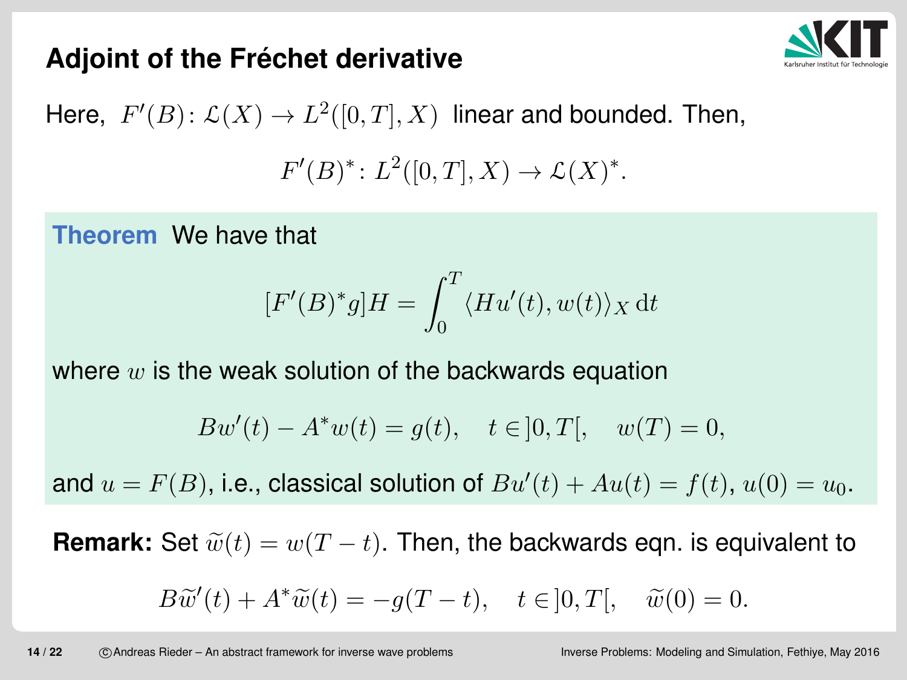# Adjoint of the Fréchet derivative

Here, $F'(B) \colon \mathcal{L}(X) \to L^2([0,T], X)$ linear and bounded. Then,

$$F'(B)^* \colon L^2([0,T], X) \to \mathcal{L}(X)^*.$$

**Theorem** We have that

$$[F'(B)^* g]H = \int_0^T \langle H u'(t), w(t) \rangle_X \, \mathrm{d}t$$

where $w$ is the weak solution of the backwards equation

$$B w'(t) - A^* w(t) = g(t), \quad t \in ]0,T[, \quad w(T) = 0,$$

and $u = F(B)$, i.e., classical solution of $Bu'(t) + Au(t) = f(t)$, $u(0) = u_0$.

**Remark:** Set $\widetilde{w}(t) = w(T-t)$. Then, the backwards eqn. is equivalent to

$$B\widetilde{w}'(t) + A^* \widetilde{w}(t) = -g(T-t), \quad t \in ]0,T[, \quad \widetilde{w}(0) = 0.$$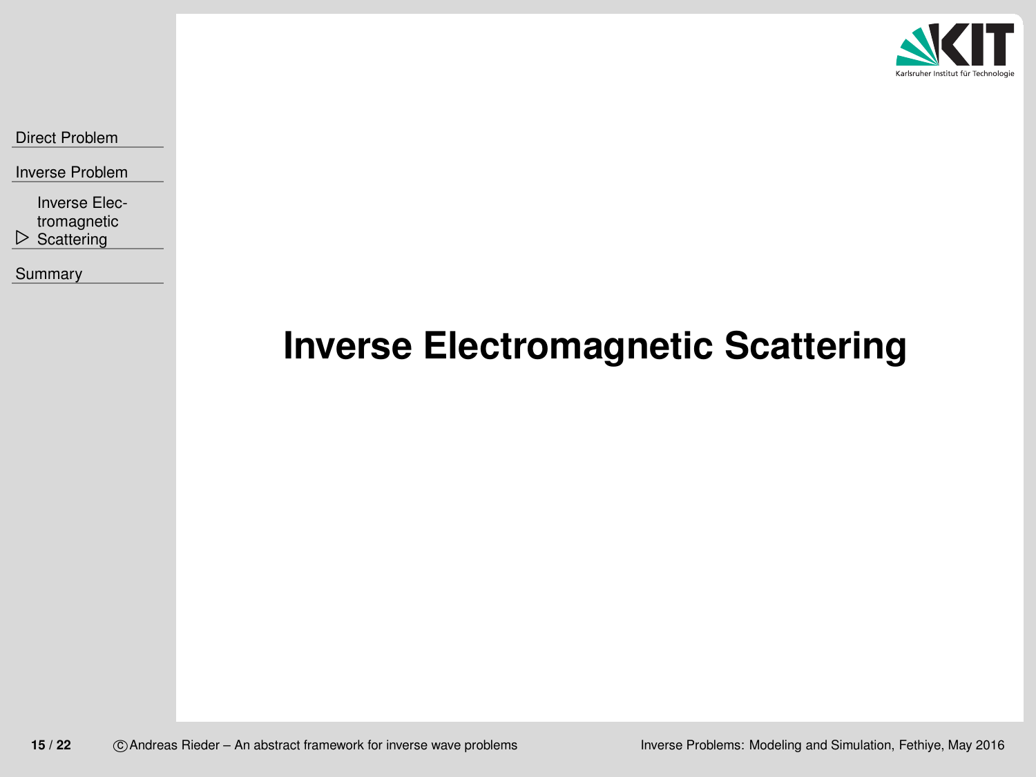# Inverse Electromagnetic Scattering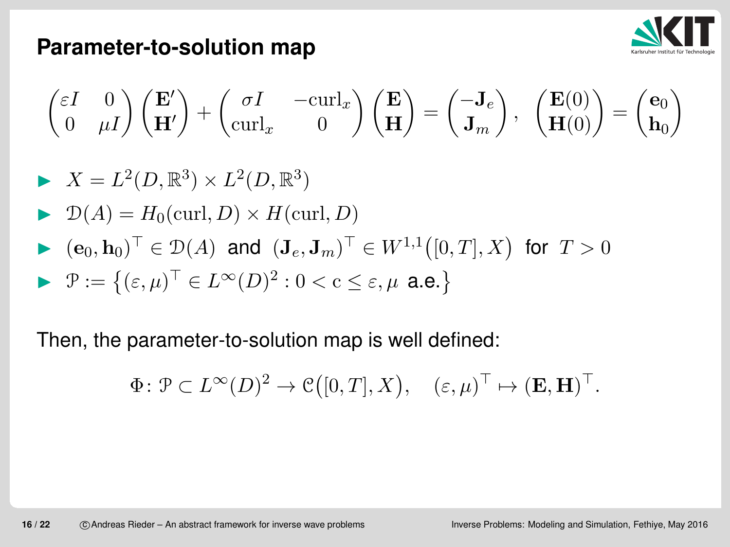## Parameter-to-solution map

$$\begin{pmatrix} \varepsilon I & 0 \\ 0 & \mu I \end{pmatrix} \begin{pmatrix} \mathbf{E}' \\ \mathbf{H}' \end{pmatrix} + \begin{pmatrix} \sigma I & -\mathrm{curl}_x \\ \mathrm{curl}_x & 0 \end{pmatrix} \begin{pmatrix} \mathbf{E} \\ \mathbf{H} \end{pmatrix} = \begin{pmatrix} -\mathbf{J}_e \\ \mathbf{J}_m \end{pmatrix}, \quad \begin{pmatrix} \mathbf{E}(0) \\ \mathbf{H}(0) \end{pmatrix} = \begin{pmatrix} \mathbf{e}_0 \\ \mathbf{h}_0 \end{pmatrix}$$

- $X = L^2(D, \mathbb{R}^3) \times L^2(D, \mathbb{R}^3)$
- $\mathcal{D}(A) = H_0(\mathrm{curl}, D) \times H(\mathrm{curl}, D)$
- $(\mathbf{e}_0, \mathbf{h}_0)^\top \in \mathcal{D}(A)$ and $(\mathbf{J}_e, \mathbf{J}_m)^\top \in W^{1,1}\big([0,T], X\big)$ for $T > 0$
- $\mathcal{P} := \big\{ (\varepsilon, \mu)^\top \in L^\infty(D)^2 : 0 < \mathrm{c} \leq \varepsilon, \mu \text{ a.e.} \big\}$

Then, the parameter-to-solution map is well defined:

$$\Phi \colon \mathcal{P} \subset L^\infty(D)^2 \to \mathcal{C}\big([0,T], X\big), \quad (\varepsilon, \mu)^\top \mapsto (\mathbf{E}, \mathbf{H})^\top.$$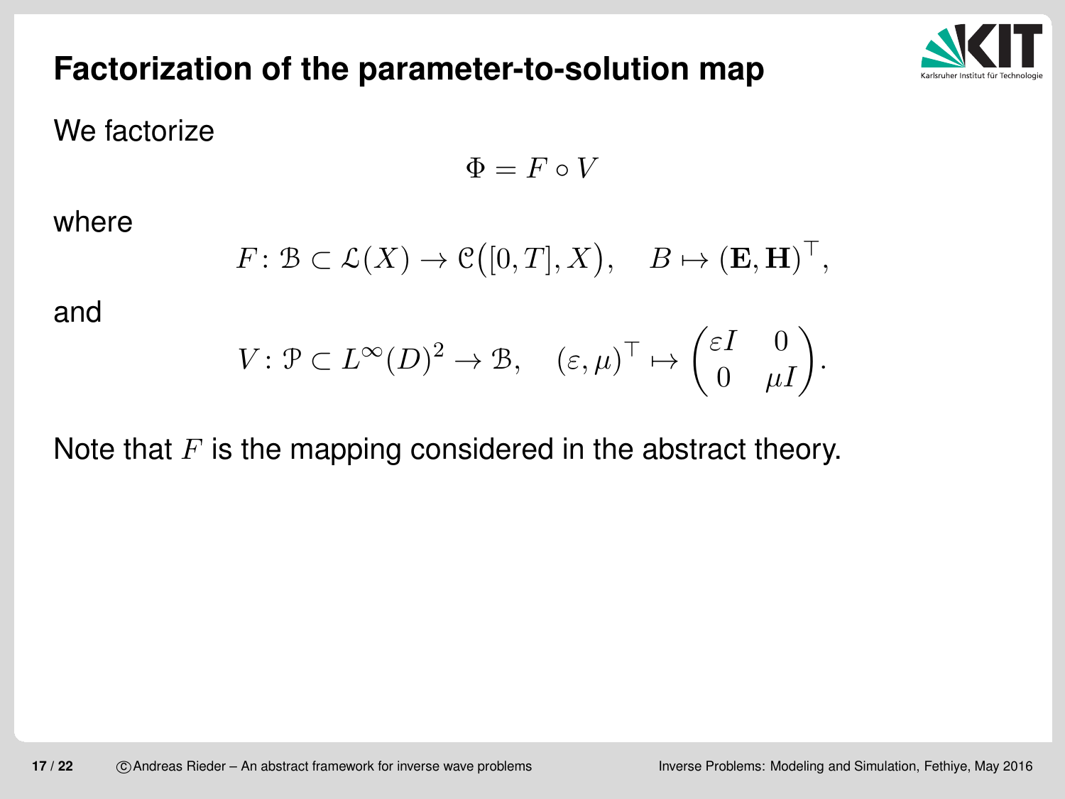# Factorization of the parameter-to-solution map

We factorize

$$\Phi = F \circ V$$

where

$$F\colon \mathcal{B} \subset \mathcal{L}(X) \to \mathcal{C}\big([0,T], X\big), \quad B \mapsto (\mathbf{E}, \mathbf{H})^\top,$$

and

$$V\colon \mathcal{P} \subset L^\infty(D)^2 \to \mathcal{B}, \quad (\varepsilon, \mu)^\top \mapsto \begin{pmatrix} \varepsilon I & 0 \\ 0 & \mu I \end{pmatrix}.$$

Note that $F$ is the mapping considered in the abstract theory.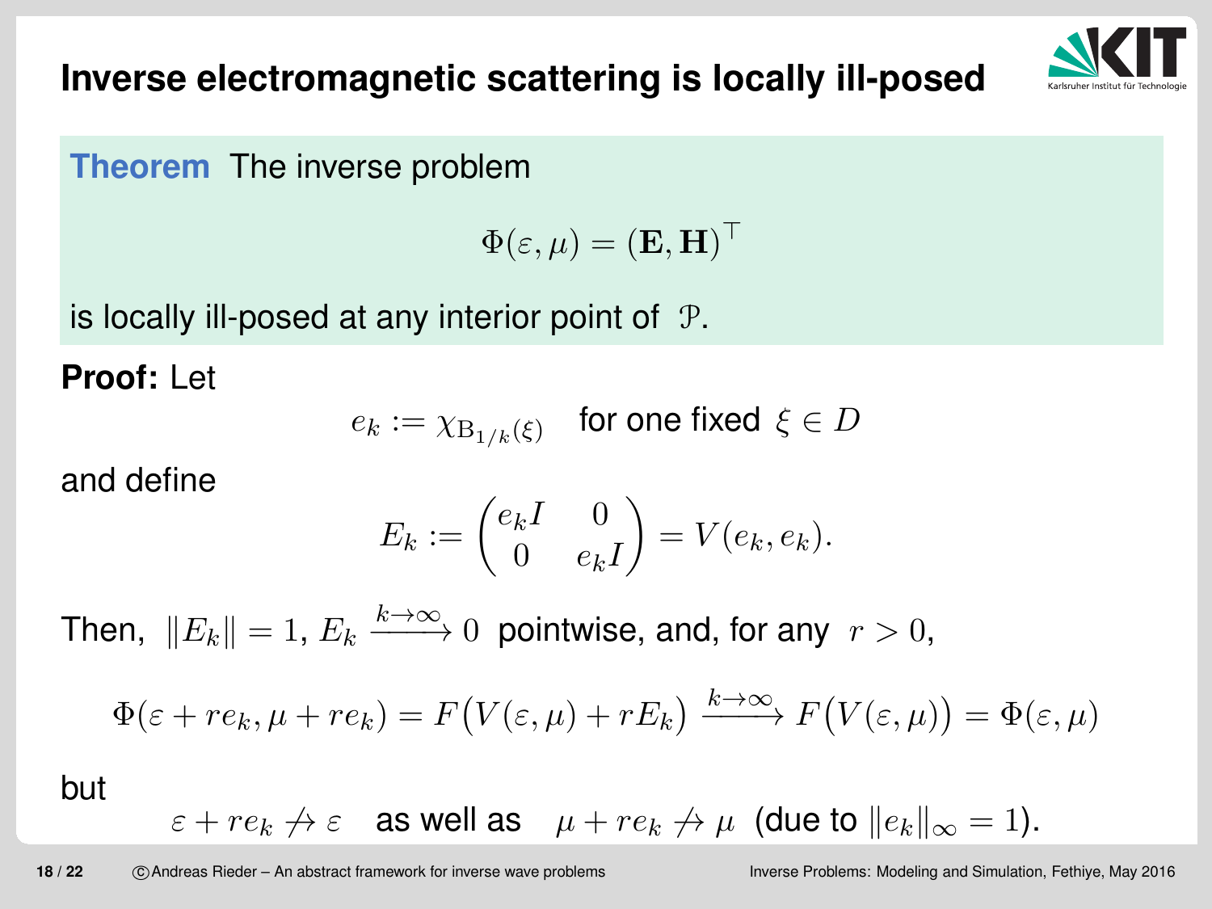# Inverse electromagnetic scattering is locally ill-posed

**Theorem** The inverse problem

$$\Phi(\varepsilon, \mu) = (\mathbf{E}, \mathbf{H})^\top$$

is locally ill-posed at any interior point of $\mathcal{P}$.

**Proof:** Let

$$e_k := \chi_{\mathrm{B}_{1/k}(\xi)} \quad \text{for one fixed } \xi \in D$$

and define

$$E_k := \begin{pmatrix} e_k I & 0 \\ 0 & e_k I \end{pmatrix} = V(e_k, e_k).$$

Then, $\|E_k\| = 1$, $E_k \xrightarrow{k\to\infty} 0$ pointwise, and, for any $r > 0$,

$$\Phi(\varepsilon + r e_k, \mu + r e_k) = F\big(V(\varepsilon, \mu) + r E_k\big) \xrightarrow{k\to\infty} F\big(V(\varepsilon, \mu)\big) = \Phi(\varepsilon, \mu)$$

but

$$\varepsilon + r e_k \not\to \varepsilon \quad \text{as well as} \quad \mu + r e_k \not\to \mu \ \text{(due to } \|e_k\|_\infty = 1\text{).}$$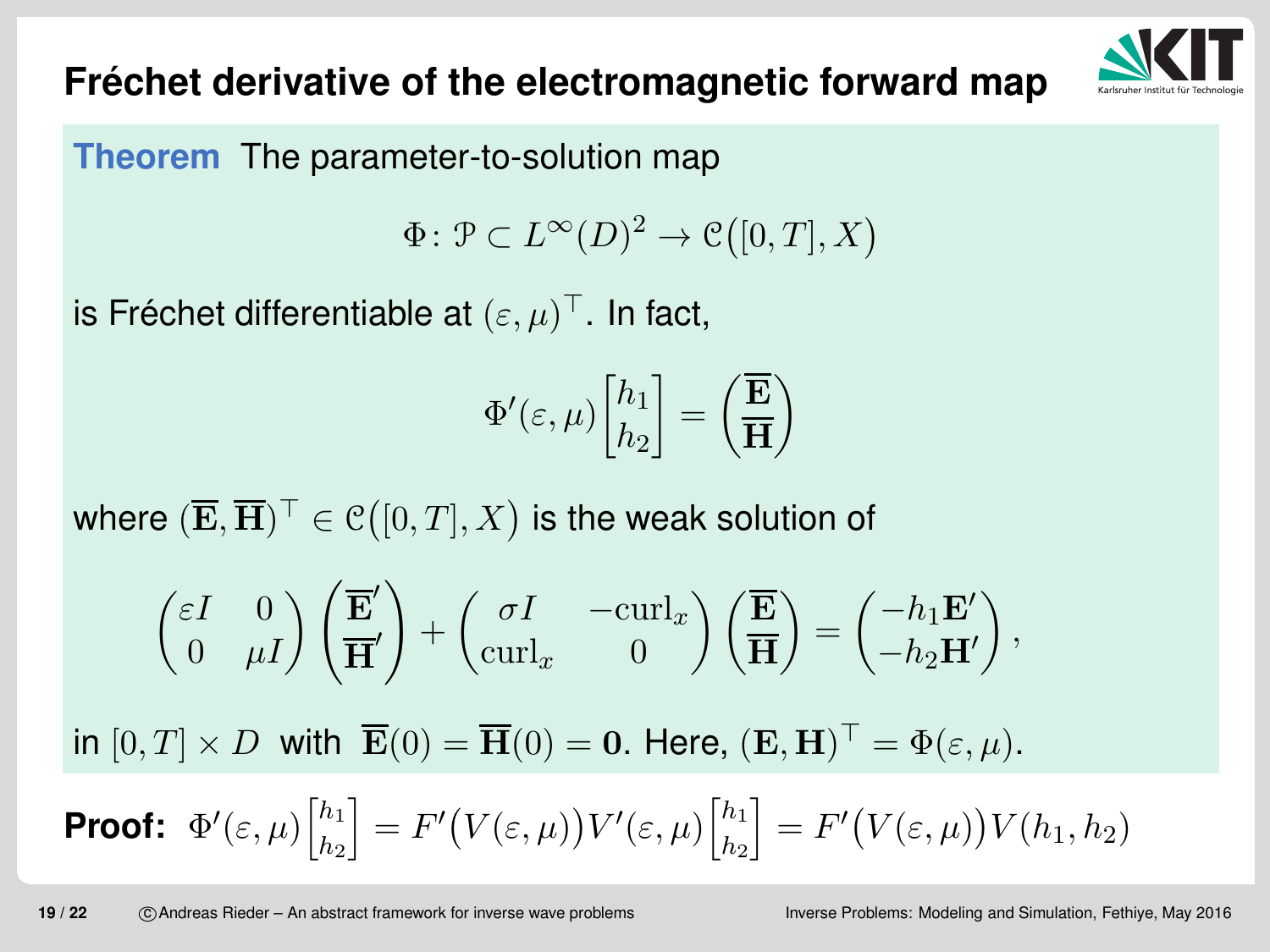# Fréchet derivative of the electromagnetic forward map

**Theorem** The parameter-to-solution map

$$\Phi\colon \mathcal{P} \subset L^\infty(D)^2 \to \mathcal{C}\big([0,T], X\big)$$

is Fréchet differentiable at $(\varepsilon, \mu)^\top$. In fact,

$$\Phi'(\varepsilon,\mu)\begin{bmatrix} h_1 \\ h_2 \end{bmatrix} = \begin{pmatrix} \overline{\mathbf{E}} \\ \overline{\mathbf{H}} \end{pmatrix}$$

where $(\overline{\mathbf{E}}, \overline{\mathbf{H}})^\top \in \mathcal{C}\big([0,T], X\big)$ is the weak solution of

$$\begin{pmatrix} \varepsilon I & 0 \\ 0 & \mu I \end{pmatrix} \begin{pmatrix} \overline{\mathbf{E}}' \\ \overline{\mathbf{H}}' \end{pmatrix} + \begin{pmatrix} \sigma I & -\mathrm{curl}_x \\ \mathrm{curl}_x & 0 \end{pmatrix} \begin{pmatrix} \overline{\mathbf{E}} \\ \overline{\mathbf{H}} \end{pmatrix} = \begin{pmatrix} -h_1 \mathbf{E}' \\ -h_2 \mathbf{H}' \end{pmatrix},$$

in $[0,T] \times D$ with $\overline{\mathbf{E}}(0) = \overline{\mathbf{H}}(0) = \mathbf{0}$. Here, $(\mathbf{E}, \mathbf{H})^\top = \Phi(\varepsilon, \mu)$.

**Proof:** $\Phi'(\varepsilon,\mu)\begin{bmatrix} h_1 \\ h_2 \end{bmatrix} = F'\big(V(\varepsilon,\mu)\big)V'(\varepsilon,\mu)\begin{bmatrix} h_1 \\ h_2 \end{bmatrix} = F'\big(V(\varepsilon,\mu)\big)V(h_1,h_2)$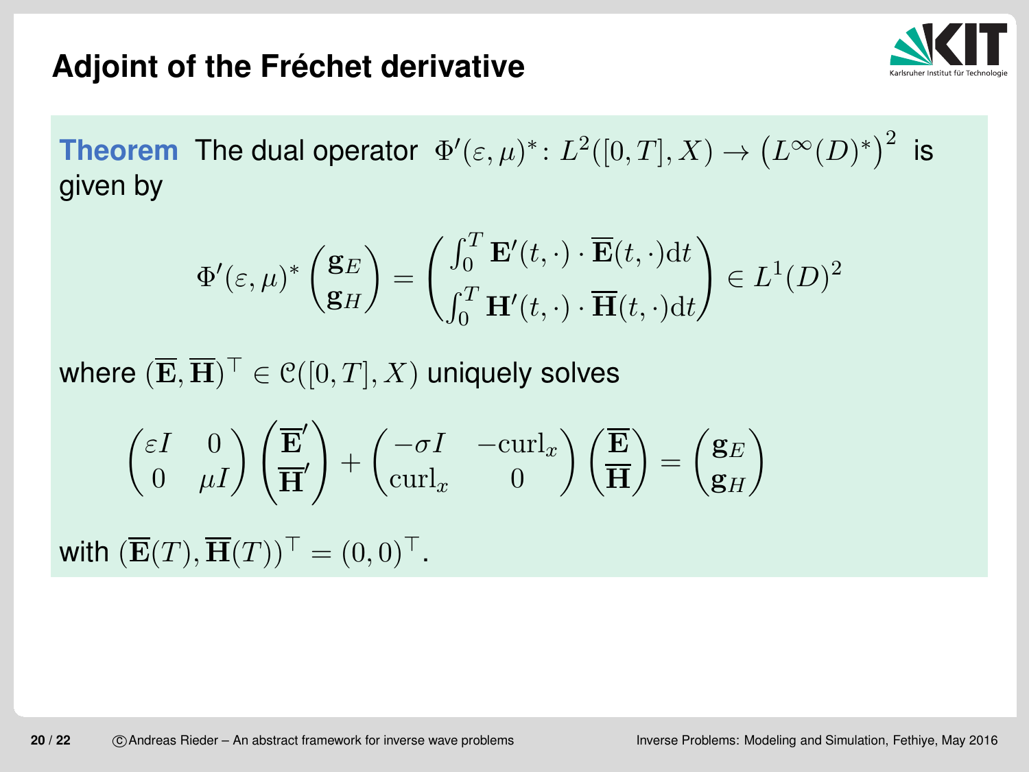# Adjoint of the Fréchet derivative

**Theorem** The dual operator $\Phi'(\varepsilon,\mu)^* \colon L^2([0,T],X) \to \big(L^\infty(D)^*\big)^2$ is given by

$$\Phi'(\varepsilon,\mu)^* \begin{pmatrix} \mathbf{g}_E \\ \mathbf{g}_H \end{pmatrix} = \begin{pmatrix} \int_0^T \mathbf{E}'(t,\cdot)\cdot \overline{\mathbf{E}}(t,\cdot)\mathrm{d}t \\ \int_0^T \mathbf{H}'(t,\cdot)\cdot \overline{\mathbf{H}}(t,\cdot)\mathrm{d}t \end{pmatrix} \in L^1(D)^2$$

where $(\overline{\mathbf{E}},\overline{\mathbf{H}})^\top \in \mathcal{C}([0,T],X)$ uniquely solves

$$\begin{pmatrix} \varepsilon I & 0 \\ 0 & \mu I \end{pmatrix} \begin{pmatrix} \overline{\mathbf{E}}' \\ \overline{\mathbf{H}}' \end{pmatrix} + \begin{pmatrix} -\sigma I & -\mathrm{curl}_x \\ \mathrm{curl}_x & 0 \end{pmatrix} \begin{pmatrix} \overline{\mathbf{E}} \\ \overline{\mathbf{H}} \end{pmatrix} = \begin{pmatrix} \mathbf{g}_E \\ \mathbf{g}_H \end{pmatrix}$$

with $(\overline{\mathbf{E}}(T),\overline{\mathbf{H}}(T))^\top = (0,0)^\top$.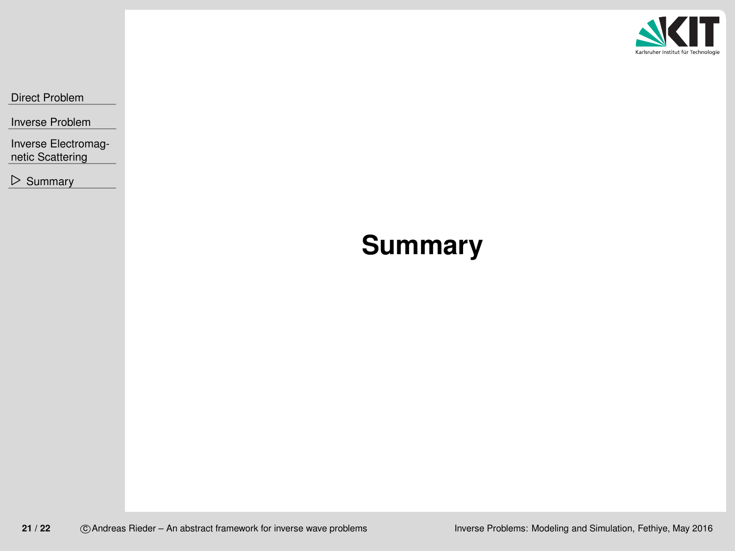# Summary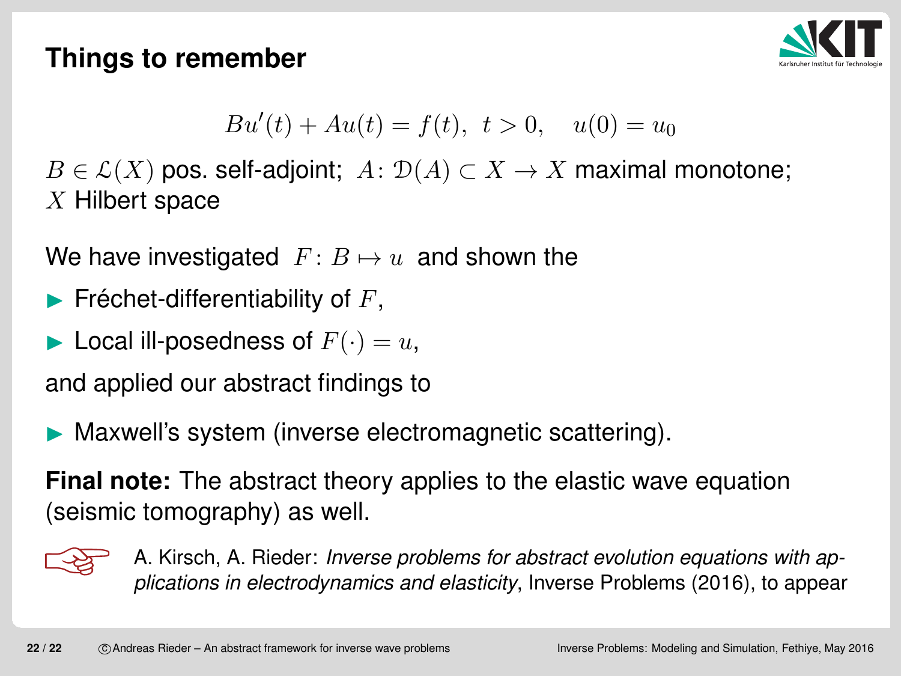# Things to remember

$$Bu'(t) + Au(t) = f(t), \ t > 0, \quad u(0) = u_0$$

$B \in \mathcal{L}(X)$ pos. self-adjoint; $A\colon \mathcal{D}(A) \subset X \to X$ maximal monotone; $X$ Hilbert space

We have investigated $F\colon B \mapsto u$ and shown the

- Fréchet-differentiability of $F$,
- Local ill-posedness of $F(\cdot) = u$,

and applied our abstract findings to

- Maxwell's system (inverse electromagnetic scattering).

**Final note:** The abstract theory applies to the elastic wave equation (seismic tomography) as well.

A. Kirsch, A. Rieder: *Inverse problems for abstract evolution equations with applications in electrodynamics and elasticity*, Inverse Problems (2016), to appear